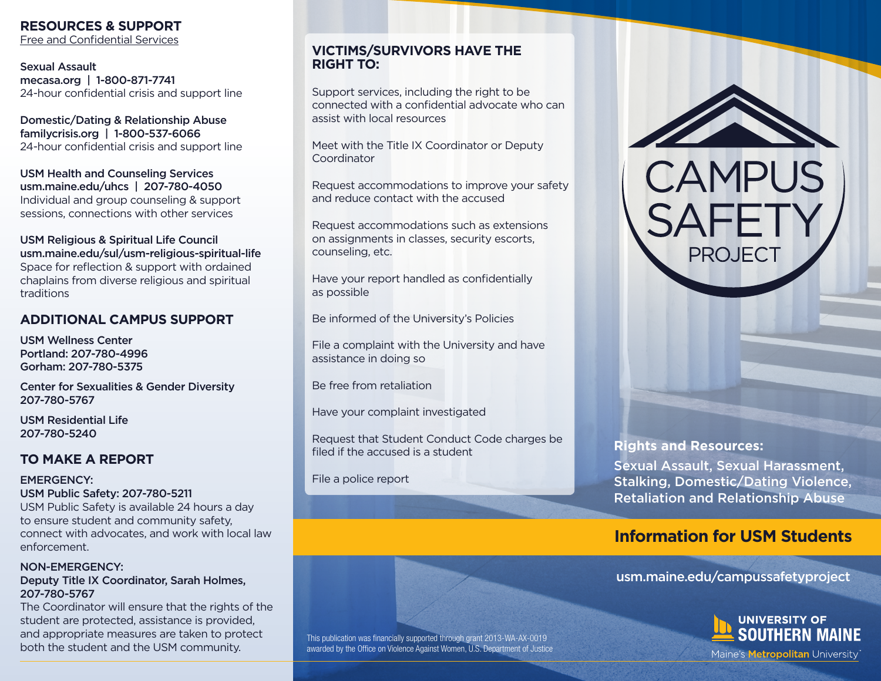## RESOURCES & SUPPORT

Free and Confidential Services

**Sexual Assault**
**mecasa.org | 1-800-871-7741**
24-hour confidential crisis and support line

**Domestic/Dating & Relationship Abuse**
**familycrisis.org | 1-800-537-6066**
24-hour confidential crisis and support line

**USM Health and Counseling Services**
**usm.maine.edu/uhcs | 207-780-4050**
Individual and group counseling & support sessions, connections with other services

**USM Religious & Spiritual Life Council**
**usm.maine.edu/sul/usm-religious-spiritual-life**
Space for reflection & support with ordained chaplains from diverse religious and spiritual traditions

## ADDITIONAL CAMPUS SUPPORT

**USM Wellness Center**
**Portland: 207-780-4996**
**Gorham: 207-780-5375**

**Center for Sexualities & Gender Diversity**
**207-780-5767**

**USM Residential Life**
**207-780-5240**

## TO MAKE A REPORT

**EMERGENCY:**
**USM Public Safety: 207-780-5211**
USM Public Safety is available 24 hours a day to ensure student and community safety, connect with advocates, and work with local law enforcement.

**NON-EMERGENCY:**
**Deputy Title IX Coordinator, Sarah Holmes, 207-780-5767**
The Coordinator will ensure that the rights of the student are protected, assistance is provided, and appropriate measures are taken to protect both the student and the USM community.

## VICTIMS/SURVIVORS HAVE THE RIGHT TO:

Support services, including the right to be connected with a confidential advocate who can assist with local resources

Meet with the Title IX Coordinator or Deputy Coordinator

Request accommodations to improve your safety and reduce contact with the accused

Request accommodations such as extensions on assignments in classes, security escorts, counseling, etc.

Have your report handled as confidentially as possible

Be informed of the University's Policies

File a complaint with the University and have assistance in doing so

Be free from retaliation

Have your complaint investigated

Request that Student Conduct Code charges be filed if the accused is a student

File a police report

This publication was financially supported through grant 2013-WA-AX-0019 awarded by the Office on Violence Against Women, U.S. Department of Justice

# CAMPUS SAFETY PROJECT

**Rights and Resources:**
**Sexual Assault, Sexual Harassment, Stalking, Domestic/Dating Violence, Retaliation and Relationship Abuse**

## Information for USM Students

usm.maine.edu/campussafetyproject

UNIVERSITY OF SOUTHERN MAINE
Maine's Metropolitan University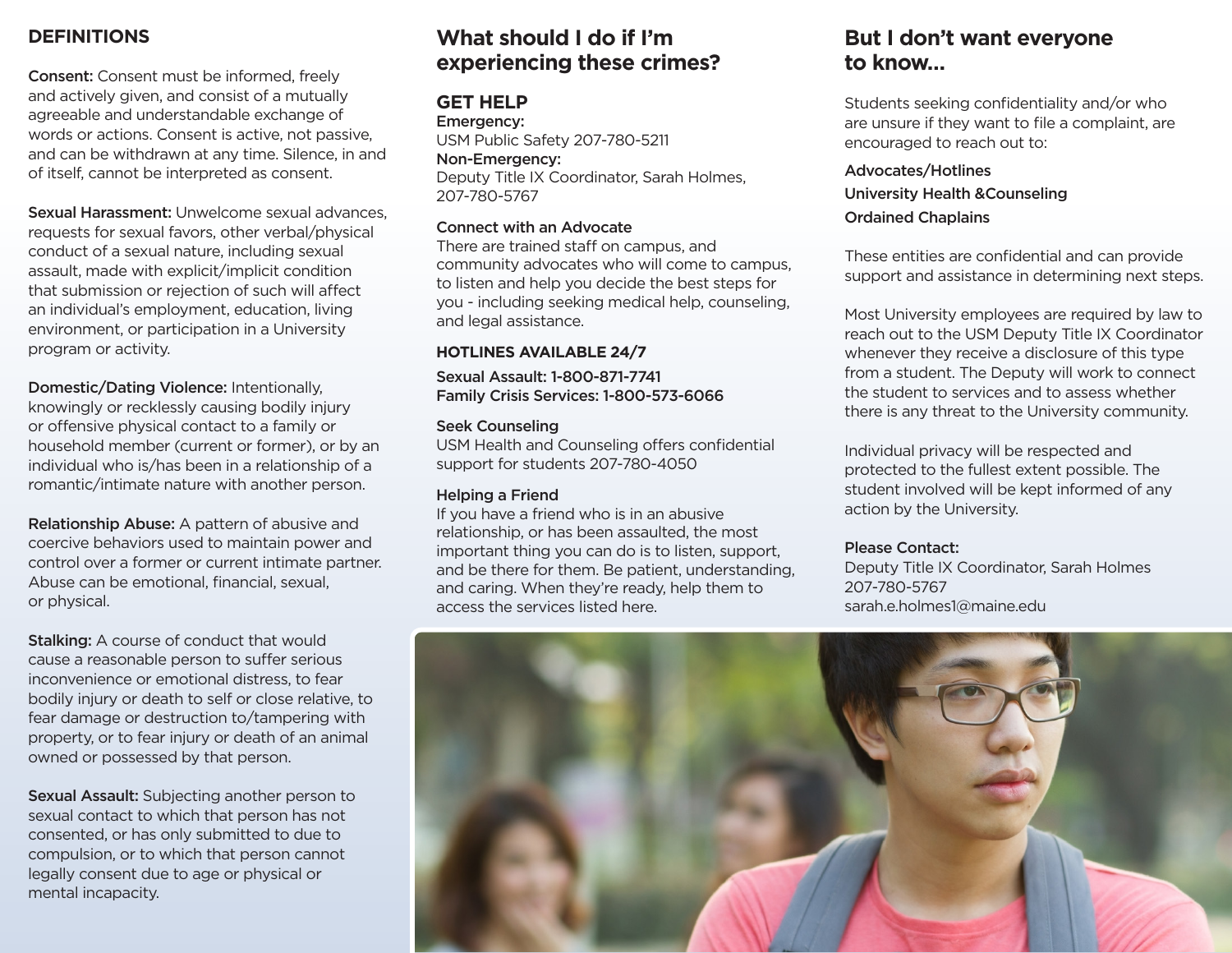## DEFINITIONS

**Consent:** Consent must be informed, freely and actively given, and consist of a mutually agreeable and understandable exchange of words or actions. Consent is active, not passive, and can be withdrawn at any time. Silence, in and of itself, cannot be interpreted as consent.

**Sexual Harassment:** Unwelcome sexual advances, requests for sexual favors, other verbal/physical conduct of a sexual nature, including sexual assault, made with explicit/implicit condition that submission or rejection of such will affect an individual's employment, education, living environment, or participation in a University program or activity.

**Domestic/Dating Violence:** Intentionally, knowingly or recklessly causing bodily injury or offensive physical contact to a family or household member (current or former), or by an individual who is/has been in a relationship of a romantic/intimate nature with another person.

**Relationship Abuse:** A pattern of abusive and coercive behaviors used to maintain power and control over a former or current intimate partner. Abuse can be emotional, financial, sexual, or physical.

**Stalking:** A course of conduct that would cause a reasonable person to suffer serious inconvenience or emotional distress, to fear bodily injury or death to self or close relative, to fear damage or destruction to/tampering with property, or to fear injury or death of an animal owned or possessed by that person.

**Sexual Assault:** Subjecting another person to sexual contact to which that person has not consented, or has only submitted to due to compulsion, or to which that person cannot legally consent due to age or physical or mental incapacity.

## What should I do if I'm experiencing these crimes?

### GET HELP

**Emergency:**
USM Public Safety 207-780-5211

**Non-Emergency:**
Deputy Title IX Coordinator, Sarah Holmes, 207-780-5767

**Connect with an Advocate**
There are trained staff on campus, and community advocates who will come to campus, to listen and help you decide the best steps for you - including seeking medical help, counseling, and legal assistance.

**HOTLINES AVAILABLE 24/7**

**Sexual Assault: 1-800-871-7741**
**Family Crisis Services: 1-800-573-6066**

**Seek Counseling**
USM Health and Counseling offers confidential support for students 207-780-4050

**Helping a Friend**
If you have a friend who is in an abusive relationship, or has been assaulted, the most important thing you can do is to listen, support, and be there for them. Be patient, understanding, and caring. When they're ready, help them to access the services listed here.

## But I don't want everyone to know...

Students seeking confidentiality and/or who are unsure if they want to file a complaint, are encouraged to reach out to:

**Advocates/Hotlines**
**University Health &Counseling**
**Ordained Chaplains**

These entities are confidential and can provide support and assistance in determining next steps.

Most University employees are required by law to reach out to the USM Deputy Title IX Coordinator whenever they receive a disclosure of this type from a student. The Deputy will work to connect the student to services and to assess whether there is any threat to the University community.

Individual privacy will be respected and protected to the fullest extent possible. The student involved will be kept informed of any action by the University.

**Please Contact:**
Deputy Title IX Coordinator, Sarah Holmes
207-780-5767
sarah.e.holmes1@maine.edu